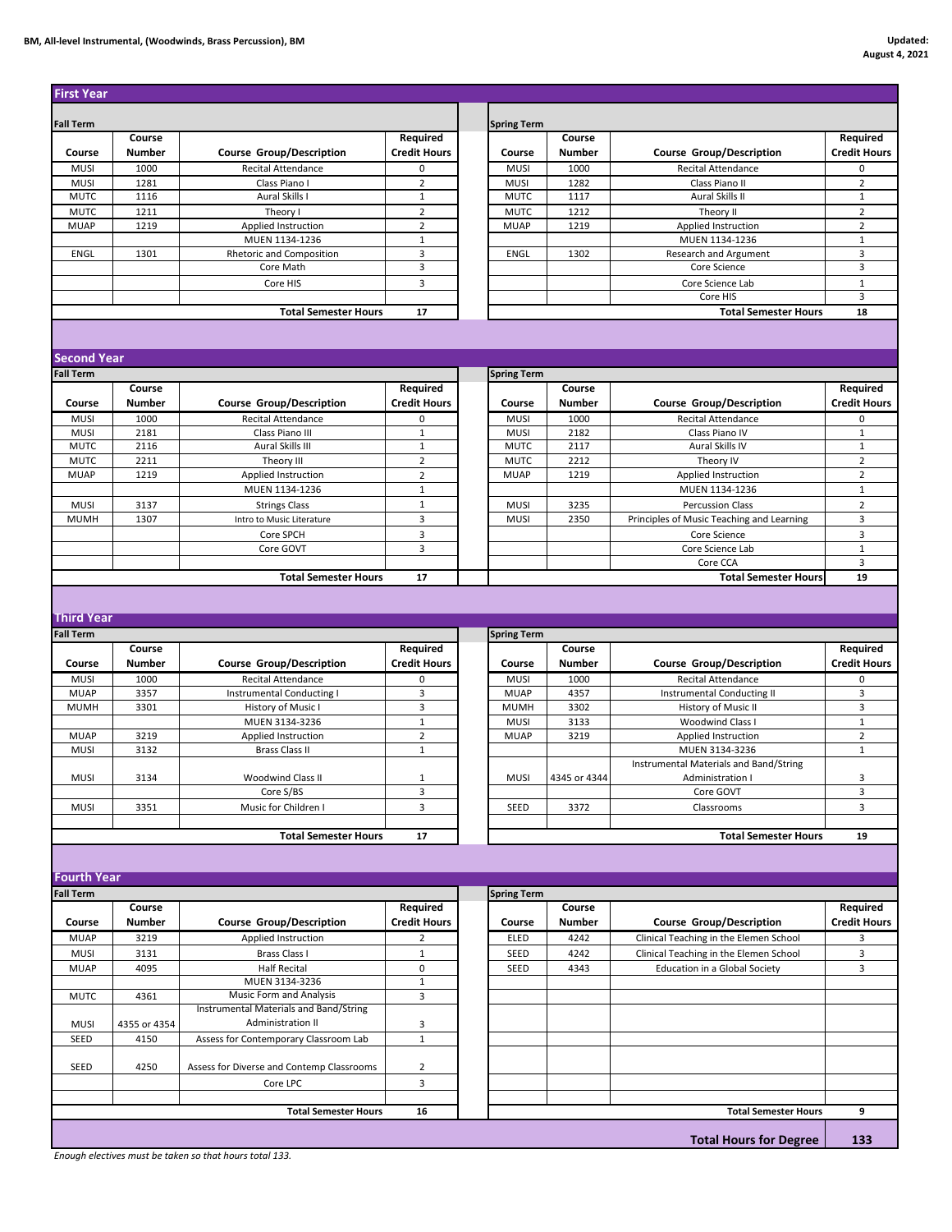**BM, All-level Instrumental, (Woodwinds, Brass Percussion), BM**

**Updated: August 4, 2021**

## First Year

### Fall Term

| Course | Course Number | Course Group/Description | Required Credit Hours |
|---|---|---|---|
| MUSI | 1000 | Recital Attendance | 0 |
| MUSI | 1281 | Class Piano I | 2 |
| MUTC | 1116 | Aural Skills I | 1 |
| MUTC | 1211 | Theory I | 2 |
| MUAP | 1219 | Applied Instruction | 2 |
| | | MUEN 1134-1236 | 1 |
| ENGL | 1301 | Rhetoric and Composition | 3 |
| | | Core Math | 3 |
| | | Core HIS | 3 |
| | | | |
| | | **Total Semester Hours** | **17** |

### Spring Term

| Course | Course Number | Course Group/Description | Required Credit Hours |
|---|---|---|---|
| MUSI | 1000 | Recital Attendance | 0 |
| MUSI | 1282 | Class Piano II | 2 |
| MUTC | 1117 | Aural Skills II | 1 |
| MUTC | 1212 | Theory II | 2 |
| MUAP | 1219 | Applied Instruction | 2 |
| | | MUEN 1134-1236 | 1 |
| ENGL | 1302 | Research and Argument | 3 |
| | | Core Science | 3 |
| | | Core Science Lab | 1 |
| | | Core HIS | 3 |
| | | **Total Semester Hours** | **18** |

## Second Year

### Fall Term

| Course | Course Number | Course Group/Description | Required Credit Hours |
|---|---|---|---|
| MUSI | 1000 | Recital Attendance | 0 |
| MUSI | 2181 | Class Piano III | 1 |
| MUTC | 2116 | Aural Skills III | 1 |
| MUTC | 2211 | Theory III | 2 |
| MUAP | 1219 | Applied Instruction | 2 |
| | | MUEN 1134-1236 | 1 |
| MUSI | 3137 | Strings Class | 1 |
| MUMH | 1307 | Intro to Music Literature | 3 |
| | | Core SPCH | 3 |
| | | Core GOVT | 3 |
| | | | |
| | | **Total Semester Hours** | **17** |

### Spring Term

| Course | Course Number | Course Group/Description | Required Credit Hours |
|---|---|---|---|
| MUSI | 1000 | Recital Attendance | 0 |
| MUSI | 2182 | Class Piano IV | 1 |
| MUTC | 2117 | Aural Skills IV | 1 |
| MUTC | 2212 | Theory IV | 2 |
| MUAP | 1219 | Applied Instruction | 2 |
| | | MUEN 1134-1236 | 1 |
| MUSI | 3235 | Percussion Class | 2 |
| MUSI | 2350 | Principles of Music Teaching and Learning | 3 |
| | | Core Science | 3 |
| | | Core Science Lab | 1 |
| | | Core CCA | 3 |
| | | **Total Semester Hours** | **19** |

## Third Year

### Fall Term

| Course | Course Number | Course Group/Description | Required Credit Hours |
|---|---|---|---|
| MUSI | 1000 | Recital Attendance | 0 |
| MUAP | 3357 | Instrumental Conducting I | 3 |
| MUMH | 3301 | History of Music I | 3 |
| | | MUEN 3134-3236 | 1 |
| MUAP | 3219 | Applied Instruction | 2 |
| MUSI | 3132 | Brass Class II | 1 |
| MUSI | 3134 | Woodwind Class II | 1 |
| | | Core S/BS | 3 |
| MUSI | 3351 | Music for Children I | 3 |
| | | | |
| | | **Total Semester Hours** | **17** |

### Spring Term

| Course | Course Number | Course Group/Description | Required Credit Hours |
|---|---|---|---|
| MUSI | 1000 | Recital Attendance | 0 |
| MUAP | 4357 | Instrumental Conducting II | 3 |
| MUMH | 3302 | History of Music II | 3 |
| MUSI | 3133 | Woodwind Class I | 1 |
| MUAP | 3219 | Applied Instruction | 2 |
| | | MUEN 3134-3236 | 1 |
| MUSI | 4345 or 4344 | Instrumental Materials and Band/String Administration I | 3 |
| | | Core GOVT | 3 |
| SEED | 3372 | Classrooms | 3 |
| | | | |
| | | **Total Semester Hours** | **19** |

## Fourth Year

### Fall Term

| Course | Course Number | Course Group/Description | Required Credit Hours |
|---|---|---|---|
| MUAP | 3219 | Applied Instruction | 2 |
| MUSI | 3131 | Brass Class I | 1 |
| MUAP | 4095 | Half Recital | 0 |
| | | MUEN 3134-3236 | 1 |
| MUTC | 4361 | Music Form and Analysis | 3 |
| MUSI | 4355 or 4354 | Instrumental Materials and Band/String Administration II | 3 |
| SEED | 4150 | Assess for Contemporary Classroom Lab | 1 |
| SEED | 4250 | Assess for Diverse and Contemp Classrooms | 2 |
| | | Core LPC | 3 |
| | | | |
| | | **Total Semester Hours** | **16** |

### Spring Term

| Course | Course Number | Course Group/Description | Required Credit Hours |
|---|---|---|---|
| ELED | 4242 | Clinical Teaching in the Elemen School | 3 |
| SEED | 4242 | Clinical Teaching in the Elemen School | 3 |
| SEED | 4343 | Education in a Global Society | 3 |
| | | | |
| | | **Total Semester Hours** | **9** |

**Total Hours for Degree: 133**

*Enough electives must be taken so that hours total 133.*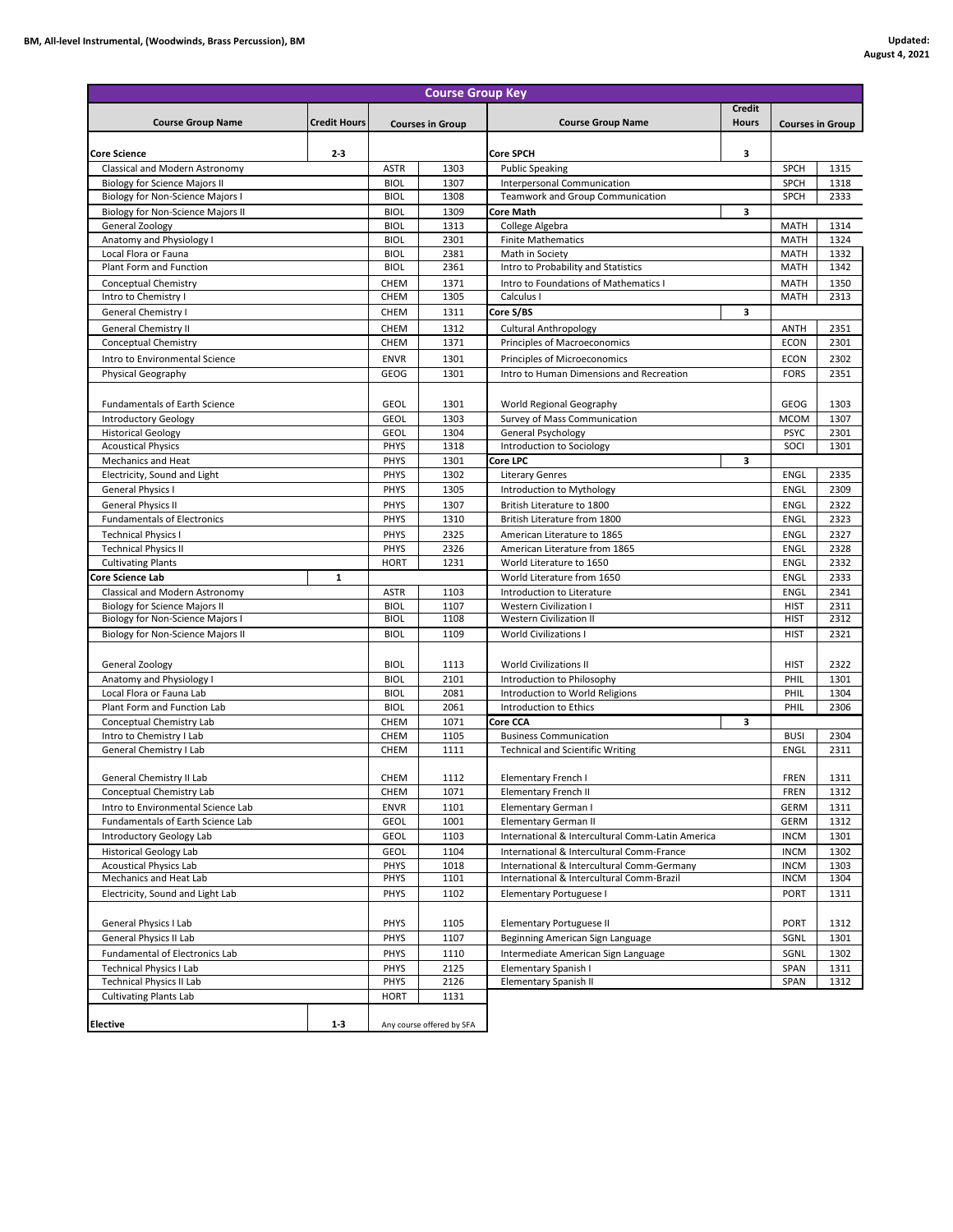**BM, All-level Instrumental, (Woodwinds, Brass Percussion), BM**

**Updated: August 4, 2021**

## Course Group Key

| Course Group Name | Credit Hours | Courses in Group | |
|---|---|---|---|
| **Core Science** | **2-3** | | |
| Classical and Modern Astronomy | | ASTR | 1303 |
| Biology for Science Majors II | | BIOL | 1307 |
| Biology for Non-Science Majors I | | BIOL | 1308 |
| Biology for Non-Science Majors II | | BIOL | 1309 |
| General Zoology | | BIOL | 1313 |
| Anatomy and Physiology I | | BIOL | 2301 |
| Local Flora or Fauna | | BIOL | 2381 |
| Plant Form and Function | | BIOL | 2361 |
| Conceptual Chemistry | | CHEM | 1371 |
| Intro to Chemistry I | | CHEM | 1305 |
| General Chemistry I | | CHEM | 1311 |
| General Chemistry II | | CHEM | 1312 |
| Conceptual Chemistry | | CHEM | 1371 |
| Intro to Environmental Science | | ENVR | 1301 |
| Physical Geography | | GEOG | 1301 |
| Fundamentals of Earth Science | | GEOL | 1301 |
| Introductory Geology | | GEOL | 1303 |
| Historical Geology | | GEOL | 1304 |
| Acoustical Physics | | PHYS | 1318 |
| Mechanics and Heat | | PHYS | 1301 |
| Electricity, Sound and Light | | PHYS | 1302 |
| General Physics I | | PHYS | 1305 |
| General Physics II | | PHYS | 1307 |
| Fundamentals of Electronics | | PHYS | 1310 |
| Technical Physics I | | PHYS | 2325 |
| Technical Physics II | | PHYS | 2326 |
| Cultivating Plants | | HORT | 1231 |
| **Core Science Lab** | **1** | | |
| Classical and Modern Astronomy | | ASTR | 1103 |
| Biology for Science Majors II | | BIOL | 1107 |
| Biology for Non-Science Majors I | | BIOL | 1108 |
| Biology for Non-Science Majors II | | BIOL | 1109 |
| General Zoology | | BIOL | 1113 |
| Anatomy and Physiology I | | BIOL | 2101 |
| Local Flora or Fauna Lab | | BIOL | 2081 |
| Plant Form and Function Lab | | BIOL | 2061 |
| Conceptual Chemistry Lab | | CHEM | 1071 |
| Intro to Chemistry I Lab | | CHEM | 1105 |
| General Chemistry I Lab | | CHEM | 1111 |
| General Chemistry II Lab | | CHEM | 1112 |
| Conceptual Chemistry Lab | | CHEM | 1071 |
| Intro to Environmental Science Lab | | ENVR | 1101 |
| Fundamentals of Earth Science Lab | | GEOL | 1001 |
| Introductory Geology Lab | | GEOL | 1103 |
| Historical Geology Lab | | GEOL | 1104 |
| Acoustical Physics Lab | | PHYS | 1018 |
| Mechanics and Heat Lab | | PHYS | 1101 |
| Electricity, Sound and Light Lab | | PHYS | 1102 |
| General Physics I Lab | | PHYS | 1105 |
| General Physics II Lab | | PHYS | 1107 |
| Fundamental of Electronics Lab | | PHYS | 1110 |
| Technical Physics I Lab | | PHYS | 2125 |
| Technical Physics II Lab | | PHYS | 2126 |
| Cultivating Plants Lab | | HORT | 1131 |
| **Elective** | **1-3** | Any course offered by SFA | |

| Course Group Name | Credit Hours | Courses in Group | |
|---|---|---|---|
| **Core SPCH** | **3** | | |
| Public Speaking | | SPCH | 1315 |
| Interpersonal Communication | | SPCH | 1318 |
| Teamwork and Group Communication | | SPCH | 2333 |
| **Core Math** | **3** | | |
| College Algebra | | MATH | 1314 |
| Finite Mathematics | | MATH | 1324 |
| Math in Society | | MATH | 1332 |
| Intro to Probability and Statistics | | MATH | 1342 |
| Intro to Foundations of Mathematics I | | MATH | 1350 |
| Calculus I | | MATH | 2313 |
| **Core S/BS** | **3** | | |
| Cultural Anthropology | | ANTH | 2351 |
| Principles of Macroeconomics | | ECON | 2301 |
| Principles of Microeconomics | | ECON | 2302 |
| Intro to Human Dimensions and Recreation | | FORS | 2351 |
| World Regional Geography | | GEOG | 1303 |
| Survey of Mass Communication | | MCOM | 1307 |
| General Psychology | | PSYC | 2301 |
| Introduction to Sociology | | SOCI | 1301 |
| **Core LPC** | **3** | | |
| Literary Genres | | ENGL | 2335 |
| Introduction to Mythology | | ENGL | 2309 |
| British Literature to 1800 | | ENGL | 2322 |
| British Literature from 1800 | | ENGL | 2323 |
| American Literature to 1865 | | ENGL | 2327 |
| American Literature from 1865 | | ENGL | 2328 |
| World Literature to 1650 | | ENGL | 2332 |
| World Literature from 1650 | | ENGL | 2333 |
| Introduction to Literature | | ENGL | 2341 |
| Western Civilization I | | HIST | 2311 |
| Western Civilization II | | HIST | 2312 |
| World Civilizations I | | HIST | 2321 |
| World Civilizations II | | HIST | 2322 |
| Introduction to Philosophy | | PHIL | 1301 |
| Introduction to World Religions | | PHIL | 1304 |
| Introduction to Ethics | | PHIL | 2306 |
| **Core CCA** | **3** | | |
| Business Communication | | BUSI | 2304 |
| Technical and Scientific Writing | | ENGL | 2311 |
| Elementary French I | | FREN | 1311 |
| Elementary French II | | FREN | 1312 |
| Elementary German I | | GERM | 1311 |
| Elementary German II | | GERM | 1312 |
| International & Intercultural Comm-Latin America | | INCM | 1301 |
| International & Intercultural Comm-France | | INCM | 1302 |
| International & Intercultural Comm-Germany | | INCM | 1303 |
| International & Intercultural Comm-Brazil | | INCM | 1304 |
| Elementary Portuguese I | | PORT | 1311 |
| Elementary Portuguese II | | PORT | 1312 |
| Beginning American Sign Language | | SGNL | 1301 |
| Intermediate American Sign Language | | SGNL | 1302 |
| Elementary Spanish I | | SPAN | 1311 |
| Elementary Spanish II | | SPAN | 1312 |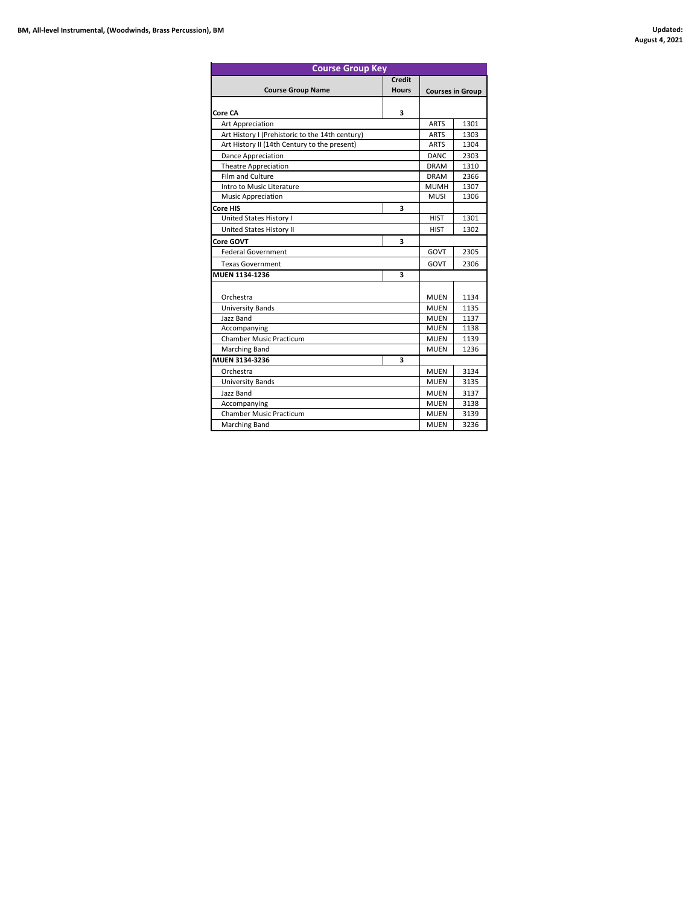BM, All-level Instrumental, (Woodwinds, Brass Percussion), BM

Updated: August 4, 2021

| Course Group Key | | | |
|---|---|---|---|
| **Course Group Name** | **Credit Hours** | **Courses in Group** | |
| **Core CA** | **3** | | |
| Art Appreciation | | ARTS | 1301 |
| Art History I (Prehistoric to the 14th century) | | ARTS | 1303 |
| Art History II (14th Century to the present) | | ARTS | 1304 |
| Dance Appreciation | | DANC | 2303 |
| Theatre Appreciation | | DRAM | 1310 |
| Film and Culture | | DRAM | 2366 |
| Intro to Music Literature | | MUMH | 1307 |
| Music Appreciation | | MUSI | 1306 |
| **Core HIS** | **3** | | |
| United States History I | | HIST | 1301 |
| United States History II | | HIST | 1302 |
| **Core GOVT** | **3** | | |
| Federal Government | | GOVT | 2305 |
| Texas Government | | GOVT | 2306 |
| **MUEN 1134-1236** | **3** | | |
| Orchestra | | MUEN | 1134 |
| University Bands | | MUEN | 1135 |
| Jazz Band | | MUEN | 1137 |
| Accompanying | | MUEN | 1138 |
| Chamber Music Practicum | | MUEN | 1139 |
| Marching Band | | MUEN | 1236 |
| **MUEN 3134-3236** | **3** | | |
| Orchestra | | MUEN | 3134 |
| University Bands | | MUEN | 3135 |
| Jazz Band | | MUEN | 3137 |
| Accompanying | | MUEN | 3138 |
| Chamber Music Practicum | | MUEN | 3139 |
| Marching Band | | MUEN | 3236 |